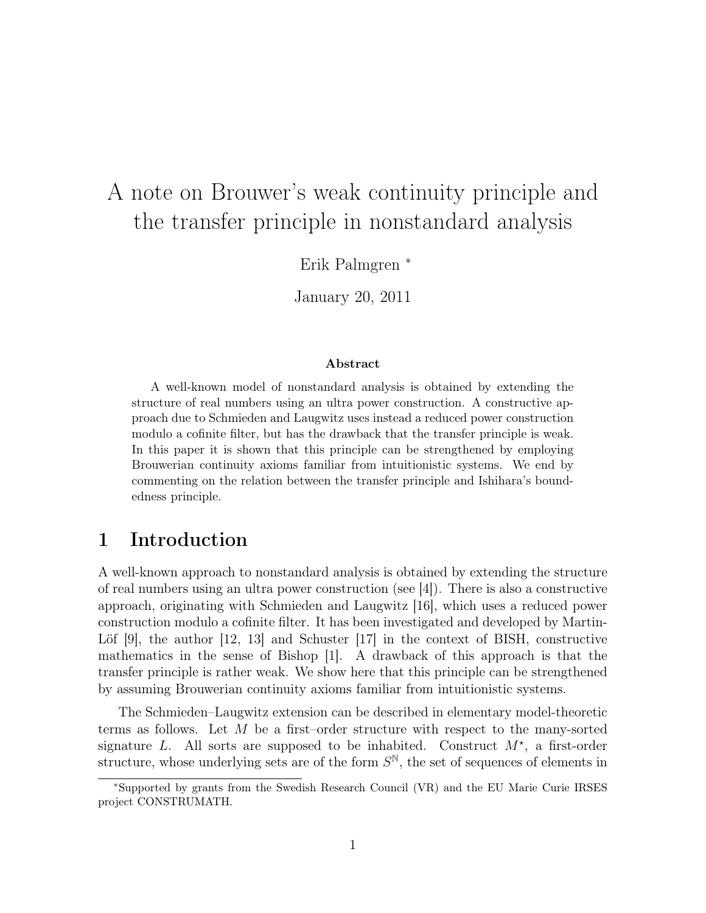# A note on Brouwer's weak continuity principle and the transfer principle in nonstandard analysis

Erik Palmgren [*]

January 20, 2011

### Abstract

A well-known model of nonstandard analysis is obtained by extending the structure of real numbers using an ultra power construction. A constructive approach due to Schmieden and Laugwitz uses instead a reduced power construction modulo a cofinite filter, but has the drawback that the transfer principle is weak. In this paper it is shown that this principle can be strengthened by employing Brouwerian continuity axioms familiar from intuitionistic systems. We end by commenting on the relation between the transfer principle and Ishihara's boundedness principle.

## 1 Introduction

A well-known approach to nonstandard analysis is obtained by extending the structure of real numbers using an ultra power construction (see [4]). There is also a constructive approach, originating with Schmieden and Laugwitz [16], which uses a reduced power construction modulo a cofinite filter. It has been investigated and developed by Martin-Löf [9], the author [12, 13] and Schuster [17] in the context of BISH, constructive mathematics in the sense of Bishop [1]. A drawback of this approach is that the transfer principle is rather weak. We show here that this principle can be strengthened by assuming Brouwerian continuity axioms familiar from intuitionistic systems.

The Schmieden–Laugwitz extension can be described in elementary model-theoretic terms as follows. Let $M$ be a first–order structure with respect to the many-sorted signature $L$. All sorts are supposed to be inhabited. Construct $M^\star$, a first-order structure, whose underlying sets are of the form $S^{\mathbb{N}}$, the set of sequences of elements in

[*] Supported by grants from the Swedish Research Council (VR) and the EU Marie Curie IRSES project CONSTRUMATH.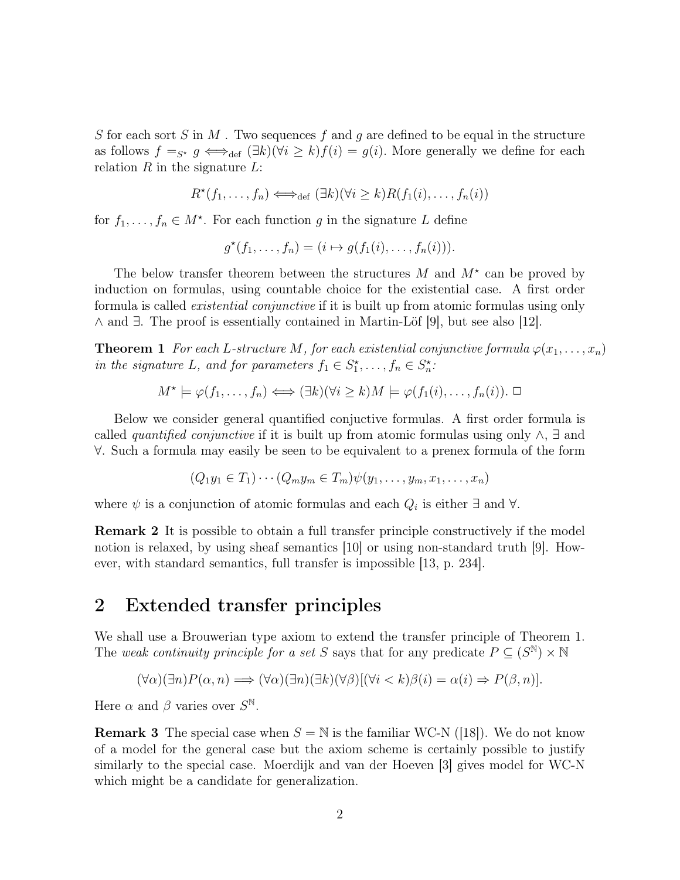$S$ for each sort $S$ in $M$ . Two sequences $f$ and $g$ are defined to be equal in the structure as follows $f =_{S^\star} g \Longleftrightarrow_{\text{def}} (\exists k)(\forall i \geq k) f(i) = g(i)$. More generally we define for each relation $R$ in the signature $L$:

$$R^\star(f_1, \ldots, f_n) \Longleftrightarrow_{\text{def}} (\exists k)(\forall i \geq k) R(f_1(i), \ldots, f_n(i))$$

for $f_1, \ldots, f_n \in M^\star$. For each function $g$ in the signature $L$ define

$$g^\star(f_1, \ldots, f_n) = (i \mapsto g(f_1(i), \ldots, f_n(i))).$$

The below transfer theorem between the structures $M$ and $M^\star$ can be proved by induction on formulas, using countable choice for the existential case. A first order formula is called *existential conjunctive* if it is built up from atomic formulas using only $\wedge$ and $\exists$. The proof is essentially contained in Martin-Löf [9], but see also [12].

**Theorem 1** *For each $L$-structure $M$, for each existential conjunctive formula $\varphi(x_1, \ldots, x_n)$ in the signature $L$, and for parameters $f_1 \in S_1^\star, \ldots, f_n \in S_n^\star$:*

$$M^\star \models \varphi(f_1, \ldots, f_n) \Longleftrightarrow (\exists k)(\forall i \geq k) M \models \varphi(f_1(i), \ldots, f_n(i)). \ \square$$

Below we consider general quantified conjuctive formulas. A first order formula is called *quantified conjunctive* if it is built up from atomic formulas using only $\wedge$, $\exists$ and $\forall$. Such a formula may easily be seen to be equivalent to a prenex formula of the form

$$(Q_1 y_1 \in T_1) \cdots (Q_m y_m \in T_m) \psi(y_1, \ldots, y_m, x_1, \ldots, x_n)$$

where $\psi$ is a conjunction of atomic formulas and each $Q_i$ is either $\exists$ and $\forall$.

**Remark 2** It is possible to obtain a full transfer principle constructively if the model notion is relaxed, by using sheaf semantics [10] or using non-standard truth [9]. However, with standard semantics, full transfer is impossible [13, p. 234].

## 2 Extended transfer principles

We shall use a Brouwerian type axiom to extend the transfer principle of Theorem 1. The *weak continuity principle for a set $S$* says that for any predicate $P \subseteq (S^{\mathbb{N}}) \times \mathbb{N}$

$$(\forall \alpha)(\exists n) P(\alpha, n) \Longrightarrow (\forall \alpha)(\exists n)(\exists k)(\forall \beta)[(\forall i < k)\beta(i) = \alpha(i) \Rightarrow P(\beta, n)].$$

Here $\alpha$ and $\beta$ varies over $S^{\mathbb{N}}$.

**Remark 3** The special case when $S = \mathbb{N}$ is the familiar WC-N ([18]). We do not know of a model for the general case but the axiom scheme is certainly possible to justify similarly to the special case. Moerdijk and van der Hoeven [3] gives model for WC-N which might be a candidate for generalization.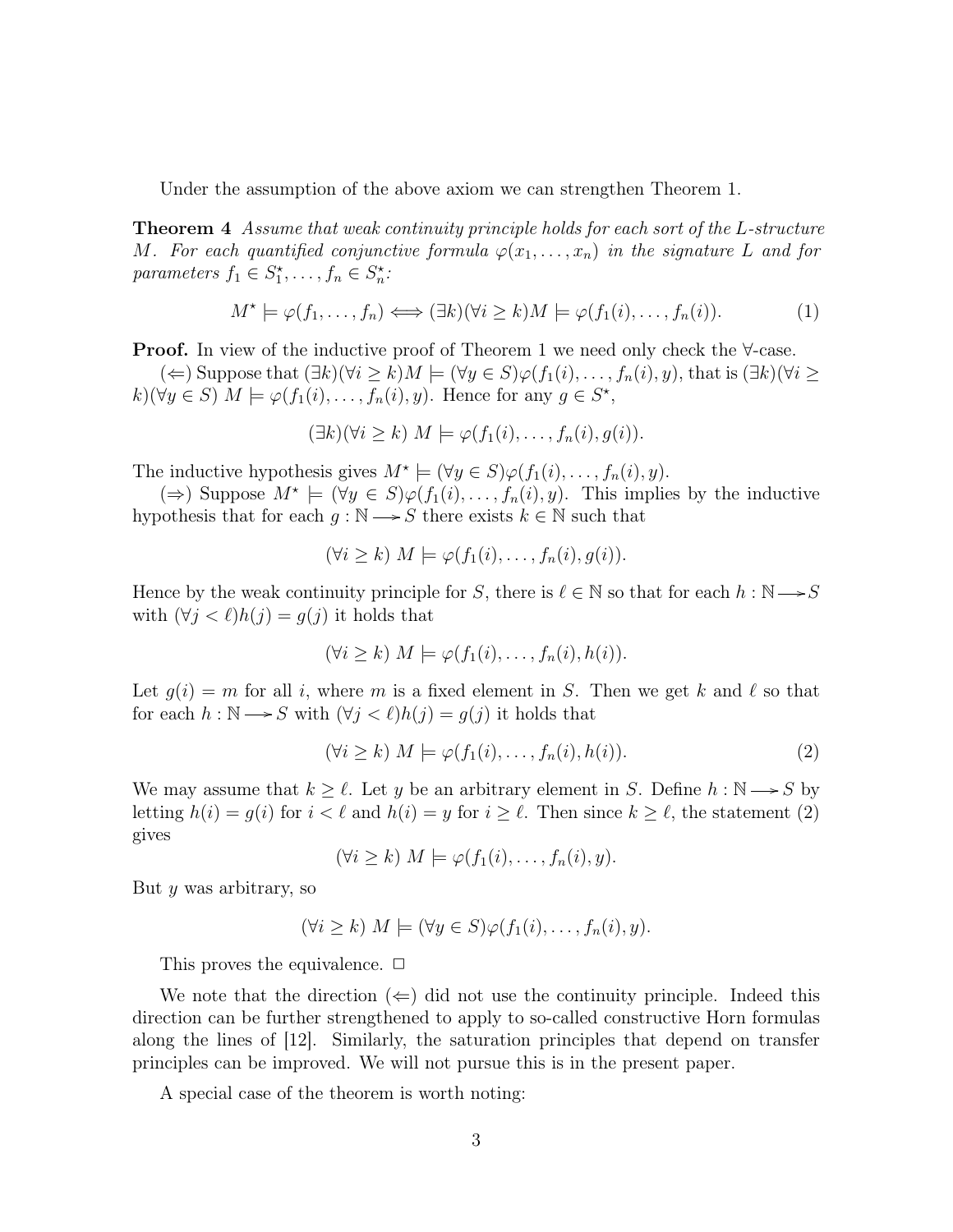Under the assumption of the above axiom we can strengthen Theorem 1.

**Theorem 4** *Assume that weak continuity principle holds for each sort of the $L$-structure $M$. For each quantified conjunctive formula $\varphi(x_1, \ldots, x_n)$ in the signature $L$ and for parameters $f_1 \in S_1^\star, \ldots, f_n \in S_n^\star$:*

$$M^\star \models \varphi(f_1, \ldots, f_n) \Longleftrightarrow (\exists k)(\forall i \geq k) M \models \varphi(f_1(i), \ldots, f_n(i)). \tag{1}$$

**Proof.** In view of the inductive proof of Theorem 1 we need only check the $\forall$-case.

($\Leftarrow$) Suppose that $(\exists k)(\forall i \geq k) M \models (\forall y \in S)\varphi(f_1(i), \ldots, f_n(i), y)$, that is $(\exists k)(\forall i \geq k)(\forall y \in S)\ M \models \varphi(f_1(i), \ldots, f_n(i), y)$. Hence for any $g \in S^\star$,

$$(\exists k)(\forall i \geq k)\ M \models \varphi(f_1(i), \ldots, f_n(i), g(i)).$$

The inductive hypothesis gives $M^\star \models (\forall y \in S)\varphi(f_1(i), \ldots, f_n(i), y)$.

($\Rightarrow$) Suppose $M^\star \models (\forall y \in S)\varphi(f_1(i), \ldots, f_n(i), y)$. This implies by the inductive hypothesis that for each $g : \mathbb{N} \longrightarrow S$ there exists $k \in \mathbb{N}$ such that

$$(\forall i \geq k)\ M \models \varphi(f_1(i), \ldots, f_n(i), g(i)).$$

Hence by the weak continuity principle for $S$, there is $\ell \in \mathbb{N}$ so that for each $h : \mathbb{N} \longrightarrow S$ with $(\forall j < \ell) h(j) = g(j)$ it holds that

$$(\forall i \geq k)\ M \models \varphi(f_1(i), \ldots, f_n(i), h(i)).$$

Let $g(i) = m$ for all $i$, where $m$ is a fixed element in $S$. Then we get $k$ and $\ell$ so that for each $h : \mathbb{N} \longrightarrow S$ with $(\forall j < \ell) h(j) = g(j)$ it holds that

$$(\forall i \geq k)\ M \models \varphi(f_1(i), \ldots, f_n(i), h(i)). \tag{2}$$

We may assume that $k \geq \ell$. Let $y$ be an arbitrary element in $S$. Define $h : \mathbb{N} \longrightarrow S$ by letting $h(i) = g(i)$ for $i < \ell$ and $h(i) = y$ for $i \geq \ell$. Then since $k \geq \ell$, the statement (2) gives

$$(\forall i \geq k)\ M \models \varphi(f_1(i), \ldots, f_n(i), y).$$

But $y$ was arbitrary, so

$$(\forall i \geq k)\ M \models (\forall y \in S)\varphi(f_1(i), \ldots, f_n(i), y).$$

This proves the equivalence. $\Box$

We note that the direction ($\Leftarrow$) did not use the continuity principle. Indeed this direction can be further strengthened to apply to so-called constructive Horn formulas along the lines of [12]. Similarly, the saturation principles that depend on transfer principles can be improved. We will not pursue this is in the present paper.

A special case of the theorem is worth noting: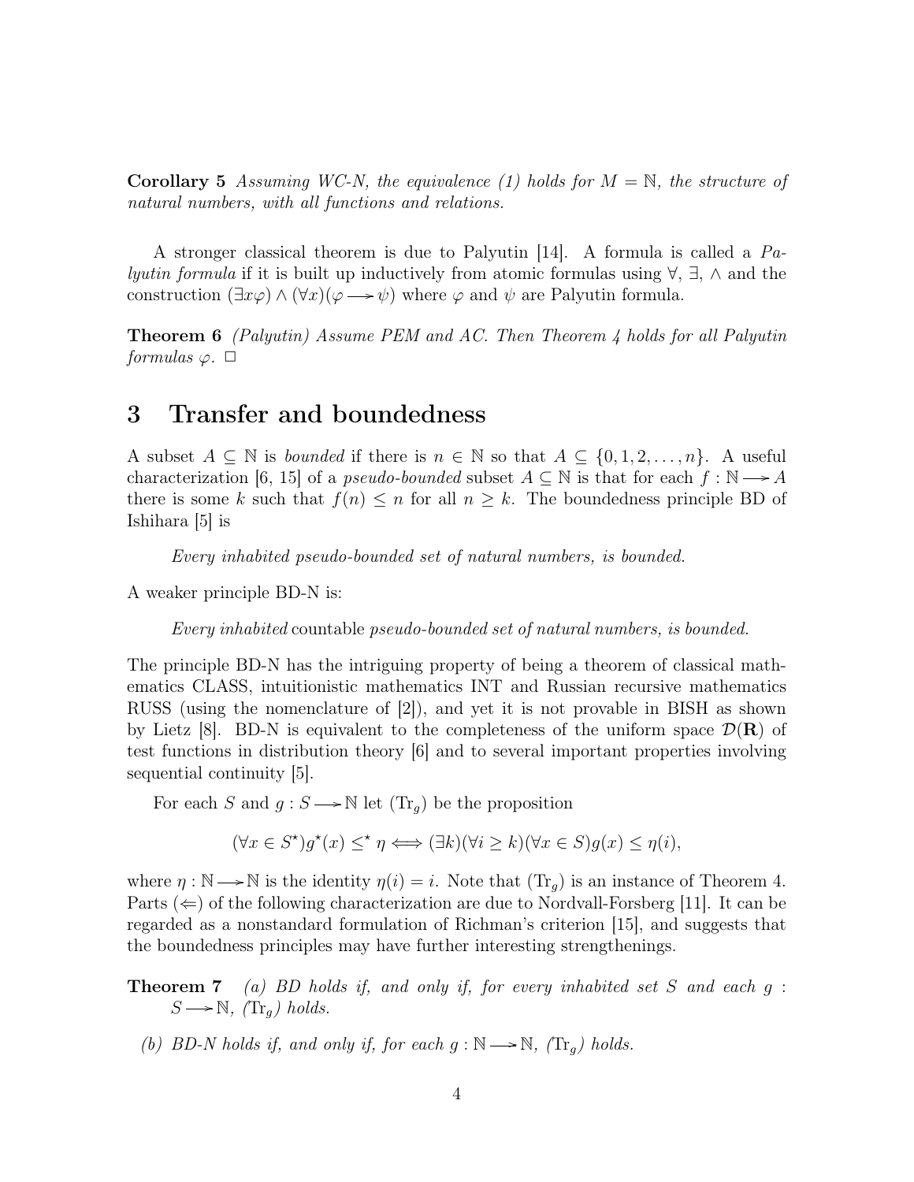**Corollary 5** *Assuming WC-N, the equivalence (1) holds for $M = \mathbb{N}$, the structure of natural numbers, with all functions and relations.*

A stronger classical theorem is due to Palyutin [14]. A formula is called a *Palyutin formula* if it is built up inductively from atomic formulas using $\forall$, $\exists$, $\wedge$ and the construction $(\exists x\varphi) \wedge (\forall x)(\varphi \longrightarrow \psi)$ where $\varphi$ and $\psi$ are Palyutin formula.

**Theorem 6** *(Palyutin) Assume PEM and AC. Then Theorem 4 holds for all Palyutin formulas $\varphi$.* $\square$

# 3 Transfer and boundedness

A subset $A \subseteq \mathbb{N}$ is *bounded* if there is $n \in \mathbb{N}$ so that $A \subseteq \{0, 1, 2, \ldots, n\}$. A useful characterization [6, 15] of a *pseudo-bounded* subset $A \subseteq \mathbb{N}$ is that for each $f : \mathbb{N} \longrightarrow A$ there is some $k$ such that $f(n) \leq n$ for all $n \geq k$. The boundedness principle BD of Ishihara [5] is

> *Every inhabited pseudo-bounded set of natural numbers, is bounded.*

A weaker principle BD-N is:

> *Every inhabited* countable *pseudo-bounded set of natural numbers, is bounded.*

The principle BD-N has the intriguing property of being a theorem of classical mathematics CLASS, intuitionistic mathematics INT and Russian recursive mathematics RUSS (using the nomenclature of [2]), and yet it is not provable in BISH as shown by Lietz [8]. BD-N is equivalent to the completeness of the uniform space $\mathcal{D}(\mathbf{R})$ of test functions in distribution theory [6] and to several important properties involving sequential continuity [5].

For each $S$ and $g : S \longrightarrow \mathbb{N}$ let $(\mathrm{Tr}_g)$ be the proposition

$$(\forall x \in S^\star) g^\star(x) \leq^\star \eta \Longleftrightarrow (\exists k)(\forall i \geq k)(\forall x \in S) g(x) \leq \eta(i),$$

where $\eta : \mathbb{N} \longrightarrow \mathbb{N}$ is the identity $\eta(i) = i$. Note that $(\mathrm{Tr}_g)$ is an instance of Theorem 4. Parts $(\Leftarrow)$ of the following characterization are due to Nordvall-Forsberg [11]. It can be regarded as a nonstandard formulation of Richman's criterion [15], and suggests that the boundedness principles may have further interesting strengthenings.

**Theorem 7** *(a) BD holds if, and only if, for every inhabited set $S$ and each $g : S \longrightarrow \mathbb{N}$, $(\mathrm{Tr}_g)$ holds.*

*(b) BD-N holds if, and only if, for each $g : \mathbb{N} \longrightarrow \mathbb{N}$, $(\mathrm{Tr}_g)$ holds.*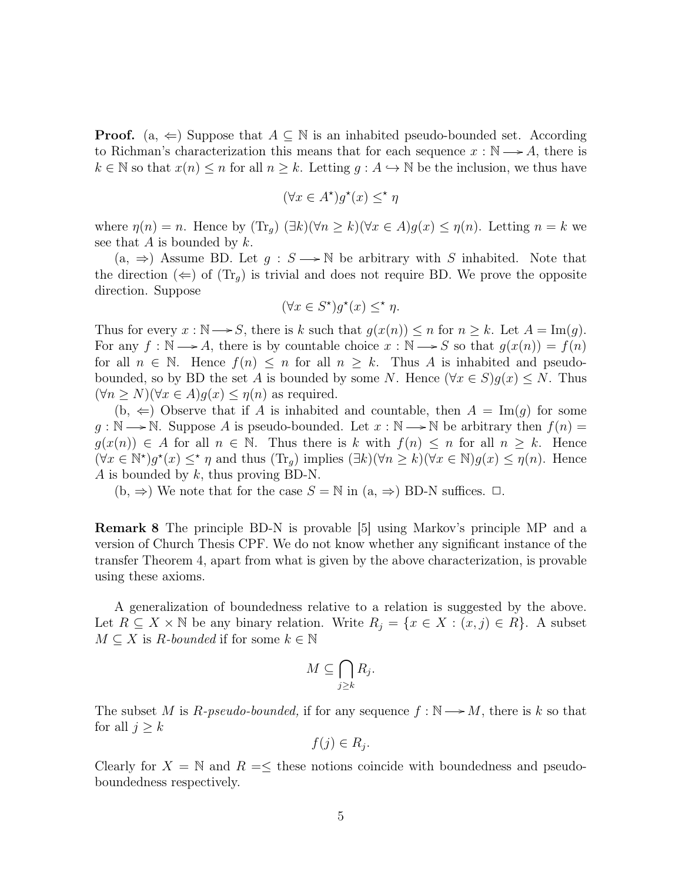**Proof.** (a, $\Leftarrow$) Suppose that $A \subseteq \mathbb{N}$ is an inhabited pseudo-bounded set. According to Richman's characterization this means that for each sequence $x : \mathbb{N} \longrightarrow A$, there is $k \in \mathbb{N}$ so that $x(n) \leq n$ for all $n \geq k$. Letting $g : A \hookrightarrow \mathbb{N}$ be the inclusion, we thus have

$$(\forall x \in A^\star) g^\star(x) \leq^\star \eta$$

where $\eta(n) = n$. Hence by $(\mathrm{Tr}_g)$ $(\exists k)(\forall n \geq k)(\forall x \in A) g(x) \leq \eta(n)$. Letting $n = k$ we see that $A$ is bounded by $k$.

(a, $\Rightarrow$) Assume BD. Let $g : S \longrightarrow \mathbb{N}$ be arbitrary with $S$ inhabited. Note that the direction ($\Leftarrow$) of $(\mathrm{Tr}_g)$ is trivial and does not require BD. We prove the opposite direction. Suppose

$$(\forall x \in S^\star) g^\star(x) \leq^\star \eta.$$

Thus for every $x : \mathbb{N} \longrightarrow S$, there is $k$ such that $g(x(n)) \leq n$ for $n \geq k$. Let $A = \mathrm{Im}(g)$. For any $f : \mathbb{N} \longrightarrow A$, there is by countable choice $x : \mathbb{N} \longrightarrow S$ so that $g(x(n)) = f(n)$ for all $n \in \mathbb{N}$. Hence $f(n) \leq n$ for all $n \geq k$. Thus $A$ is inhabited and pseudo-bounded, so by BD the set $A$ is bounded by some $N$. Hence $(\forall x \in S) g(x) \leq N$. Thus $(\forall n \geq N)(\forall x \in A) g(x) \leq \eta(n)$ as required.

(b, $\Leftarrow$) Observe that if $A$ is inhabited and countable, then $A = \mathrm{Im}(g)$ for some $g : \mathbb{N} \longrightarrow \mathbb{N}$. Suppose $A$ is pseudo-bounded. Let $x : \mathbb{N} \longrightarrow \mathbb{N}$ be arbitrary then $f(n) = g(x(n)) \in A$ for all $n \in \mathbb{N}$. Thus there is $k$ with $f(n) \leq n$ for all $n \geq k$. Hence $(\forall x \in \mathbb{N}^\star) g^\star(x) \leq^\star \eta$ and thus $(\mathrm{Tr}_g)$ implies $(\exists k)(\forall n \geq k)(\forall x \in \mathbb{N}) g(x) \leq \eta(n)$. Hence $A$ is bounded by $k$, thus proving BD-N.

(b, $\Rightarrow$) We note that for the case $S = \mathbb{N}$ in (a, $\Rightarrow$) BD-N suffices. $\Box$.

**Remark 8** The principle BD-N is provable [5] using Markov's principle MP and a version of Church Thesis CPF. We do not know whether any significant instance of the transfer Theorem 4, apart from what is given by the above characterization, is provable using these axioms.

A generalization of boundedness relative to a relation is suggested by the above. Let $R \subseteq X \times \mathbb{N}$ be any binary relation. Write $R_j = \{x \in X : (x, j) \in R\}$. A subset $M \subseteq X$ is *R-bounded* if for some $k \in \mathbb{N}$

$$M \subseteq \bigcap_{j \geq k} R_j.$$

The subset $M$ is *R-pseudo-bounded,* if for any sequence $f : \mathbb{N} \longrightarrow M$, there is $k$ so that for all $j \geq k$

$$f(j) \in R_j.$$

Clearly for $X = \mathbb{N}$ and $R = \leq$ these notions coincide with boundedness and pseudo-boundedness respectively.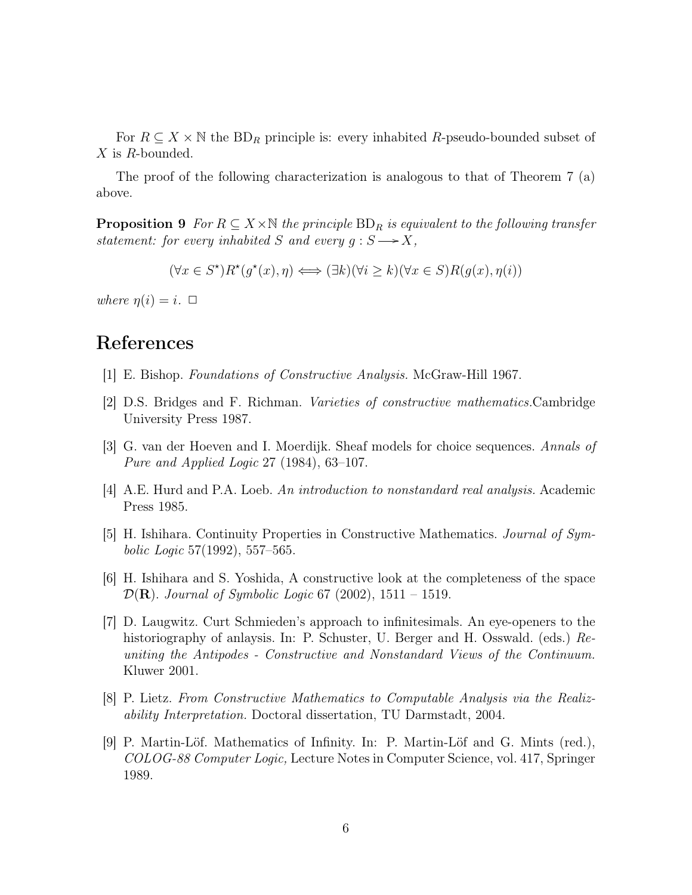For $R \subseteq X \times \mathbb{N}$ the $\mathrm{BD}_R$ principle is: every inhabited $R$-pseudo-bounded subset of $X$ is $R$-bounded.

The proof of the following characterization is analogous to that of Theorem 7 (a) above.

**Proposition 9** *For $R \subseteq X \times \mathbb{N}$ the principle $\mathrm{BD}_R$ is equivalent to the following transfer statement: for every inhabited $S$ and every $g : S \longrightarrow X$,*

$$(\forall x \in S^\star) R^\star(g^\star(x), \eta) \Longleftrightarrow (\exists k)(\forall i \geq k)(\forall x \in S) R(g(x), \eta(i))$$

*where $\eta(i) = i$.* □

# References

[1] E. Bishop. *Foundations of Constructive Analysis.* McGraw-Hill 1967.

[2] D.S. Bridges and F. Richman. *Varieties of constructive mathematics.*Cambridge University Press 1987.

[3] G. van der Hoeven and I. Moerdijk. Sheaf models for choice sequences. *Annals of Pure and Applied Logic* 27 (1984), 63–107.

[4] A.E. Hurd and P.A. Loeb. *An introduction to nonstandard real analysis.* Academic Press 1985.

[5] H. Ishihara. Continuity Properties in Constructive Mathematics. *Journal of Symbolic Logic* 57(1992), 557–565.

[6] H. Ishihara and S. Yoshida, A constructive look at the completeness of the space $\mathcal{D}(\mathbf{R})$. *Journal of Symbolic Logic* 67 (2002), 1511 – 1519.

[7] D. Laugwitz. Curt Schmieden's approach to infinitesimals. An eye-openers to the historiography of anlaysis. In: P. Schuster, U. Berger and H. Osswald. (eds.) *Reuniting the Antipodes - Constructive and Nonstandard Views of the Continuum.* Kluwer 2001.

[8] P. Lietz. *From Constructive Mathematics to Computable Analysis via the Realizability Interpretation.* Doctoral dissertation, TU Darmstadt, 2004.

[9] P. Martin-Löf. Mathematics of Infinity. In: P. Martin-Löf and G. Mints (red.), *COLOG-88 Computer Logic,* Lecture Notes in Computer Science, vol. 417, Springer 1989.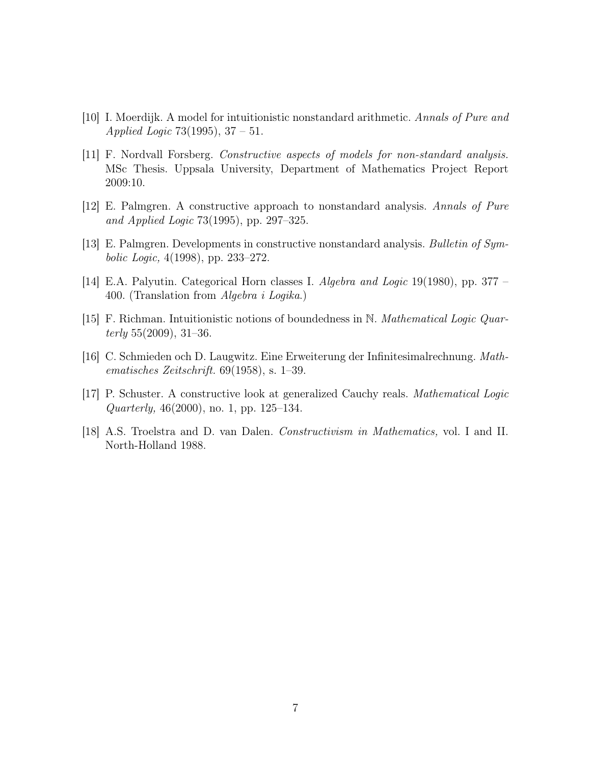[10] I. Moerdijk. A model for intuitionistic nonstandard arithmetic. *Annals of Pure and Applied Logic* 73(1995), 37 – 51.

[11] F. Nordvall Forsberg. *Constructive aspects of models for non-standard analysis.* MSc Thesis. Uppsala University, Department of Mathematics Project Report 2009:10.

[12] E. Palmgren. A constructive approach to nonstandard analysis. *Annals of Pure and Applied Logic* 73(1995), pp. 297–325.

[13] E. Palmgren. Developments in constructive nonstandard analysis. *Bulletin of Symbolic Logic,* 4(1998), pp. 233–272.

[14] E.A. Palyutin. Categorical Horn classes I. *Algebra and Logic* 19(1980), pp. 377 – 400. (Translation from *Algebra i Logika*.)

[15] F. Richman. Intuitionistic notions of boundedness in $\mathbb{N}$. *Mathematical Logic Quarterly* 55(2009), 31–36.

[16] C. Schmieden och D. Laugwitz. Eine Erweiterung der Infinitesimalrechnung. *Mathematisches Zeitschrift.* 69(1958), s. 1–39.

[17] P. Schuster. A constructive look at generalized Cauchy reals. *Mathematical Logic Quarterly,* 46(2000), no. 1, pp. 125–134.

[18] A.S. Troelstra and D. van Dalen. *Constructivism in Mathematics,* vol. I and II. North-Holland 1988.